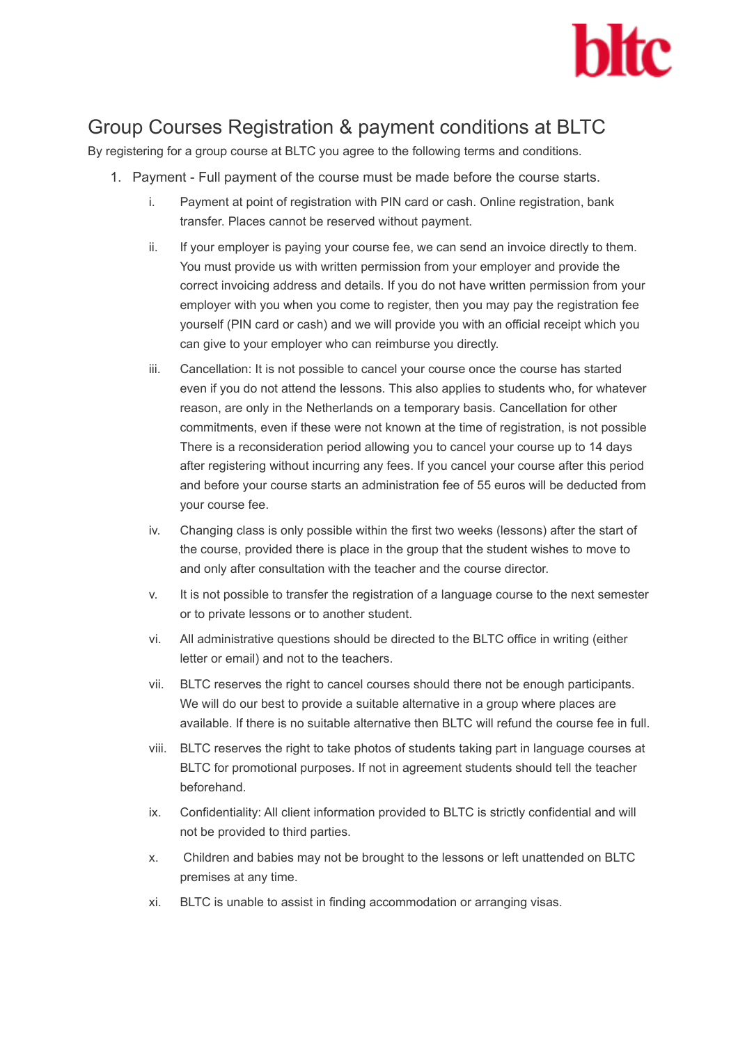bltc

# Group Courses Registration & payment conditions at BLTC

By registering for a group course at BLTC you agree to the following terms and conditions.

1. Payment - Full payment of the course must be made before the course starts.
    i. Payment at point of registration with PIN card or cash. Online registration, bank transfer. Places cannot be reserved without payment.

    ii. If your employer is paying your course fee, we can send an invoice directly to them. You must provide us with written permission from your employer and provide the correct invoicing address and details. If you do not have written permission from your employer with you when you come to register, then you may pay the registration fee yourself (PIN card or cash) and we will provide you with an official receipt which you can give to your employer who can reimburse you directly.

    iii. Cancellation: It is not possible to cancel your course once the course has started even if you do not attend the lessons. This also applies to students who, for whatever reason, are only in the Netherlands on a temporary basis. Cancellation for other commitments, even if these were not known at the time of registration, is not possible There is a reconsideration period allowing you to cancel your course up to 14 days after registering without incurring any fees. If you cancel your course after this period and before your course starts an administration fee of 55 euros will be deducted from your course fee.

    iv. Changing class is only possible within the first two weeks (lessons) after the start of the course, provided there is place in the group that the student wishes to move to and only after consultation with the teacher and the course director.

    v. It is not possible to transfer the registration of a language course to the next semester or to private lessons or to another student.

    vi. All administrative questions should be directed to the BLTC office in writing (either letter or email) and not to the teachers.

    vii. BLTC reserves the right to cancel courses should there not be enough participants. We will do our best to provide a suitable alternative in a group where places are available. If there is no suitable alternative then BLTC will refund the course fee in full.

    viii. BLTC reserves the right to take photos of students taking part in language courses at BLTC for promotional purposes. If not in agreement students should tell the teacher beforehand.

    ix. Confidentiality: All client information provided to BLTC is strictly confidential and will not be provided to third parties.

    x. Children and babies may not be brought to the lessons or left unattended on BLTC premises at any time.

    xi. BLTC is unable to assist in finding accommodation or arranging visas.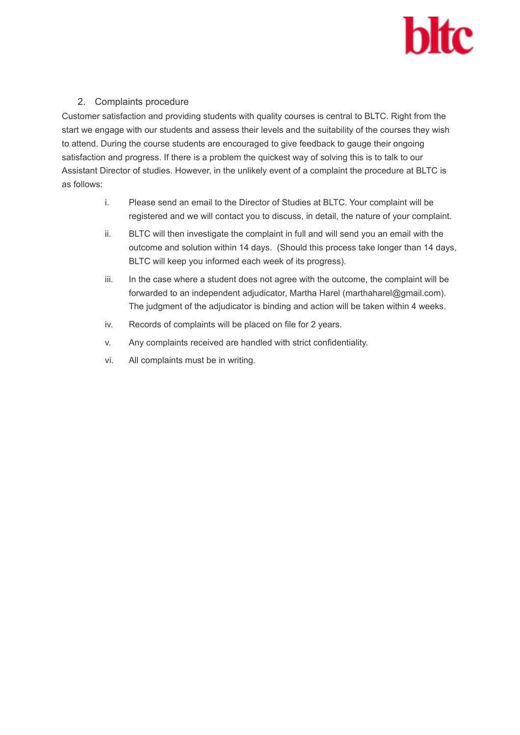## 2. Complaints procedure

Customer satisfaction and providing students with quality courses is central to BLTC. Right from the start we engage with our students and assess their levels and the suitability of the courses they wish to attend. During the course students are encouraged to give feedback to gauge their ongoing satisfaction and progress. If there is a problem the quickest way of solving this is to talk to our Assistant Director of studies. However, in the unlikely event of a complaint the procedure at BLTC is as follows:

i. Please send an email to the Director of Studies at BLTC. Your complaint will be registered and we will contact you to discuss, in detail, the nature of your complaint.

ii. BLTC will then investigate the complaint in full and will send you an email with the outcome and solution within 14 days. (Should this process take longer than 14 days, BLTC will keep you informed each week of its progress).

iii. In the case where a student does not agree with the outcome, the complaint will be forwarded to an independent adjudicator, Martha Harel (marthaharel@gmail.com). The judgment of the adjudicator is binding and action will be taken within 4 weeks.

iv. Records of complaints will be placed on file for 2 years.

v. Any complaints received are handled with strict confidentiality.

vi. All complaints must be in writing.